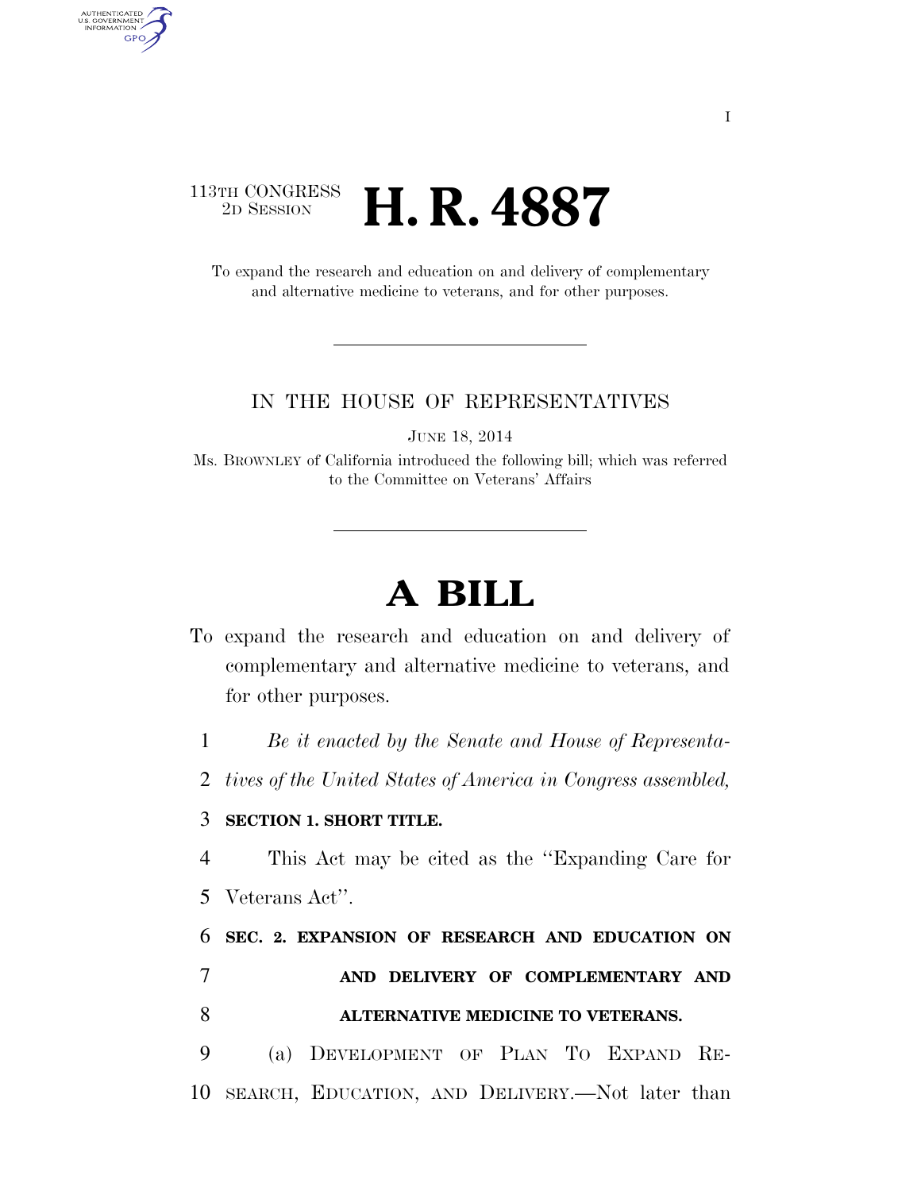113TH CONGRESS
2D SESSION

# H. R. 4887

To expand the research and education on and delivery of complementary and alternative medicine to veterans, and for other purposes.

---

IN THE HOUSE OF REPRESENTATIVES

JUNE 18, 2014

Ms. BROWNLEY of California introduced the following bill; which was referred to the Committee on Veterans' Affairs

---

# A BILL

To expand the research and education on and delivery of complementary and alternative medicine to veterans, and for other purposes.

1 *Be it enacted by the Senate and House of Representa-*
2 *tives of the United States of America in Congress assembled,*

3 **SECTION 1. SHORT TITLE.**

4 This Act may be cited as the ''Expanding Care for
5 Veterans Act''.

6 **SEC. 2. EXPANSION OF RESEARCH AND EDUCATION ON**
7 **AND DELIVERY OF COMPLEMENTARY AND**
8 **ALTERNATIVE MEDICINE TO VETERANS.**

9 (a) DEVELOPMENT OF PLAN TO EXPAND RE-
10 SEARCH, EDUCATION, AND DELIVERY.—Not later than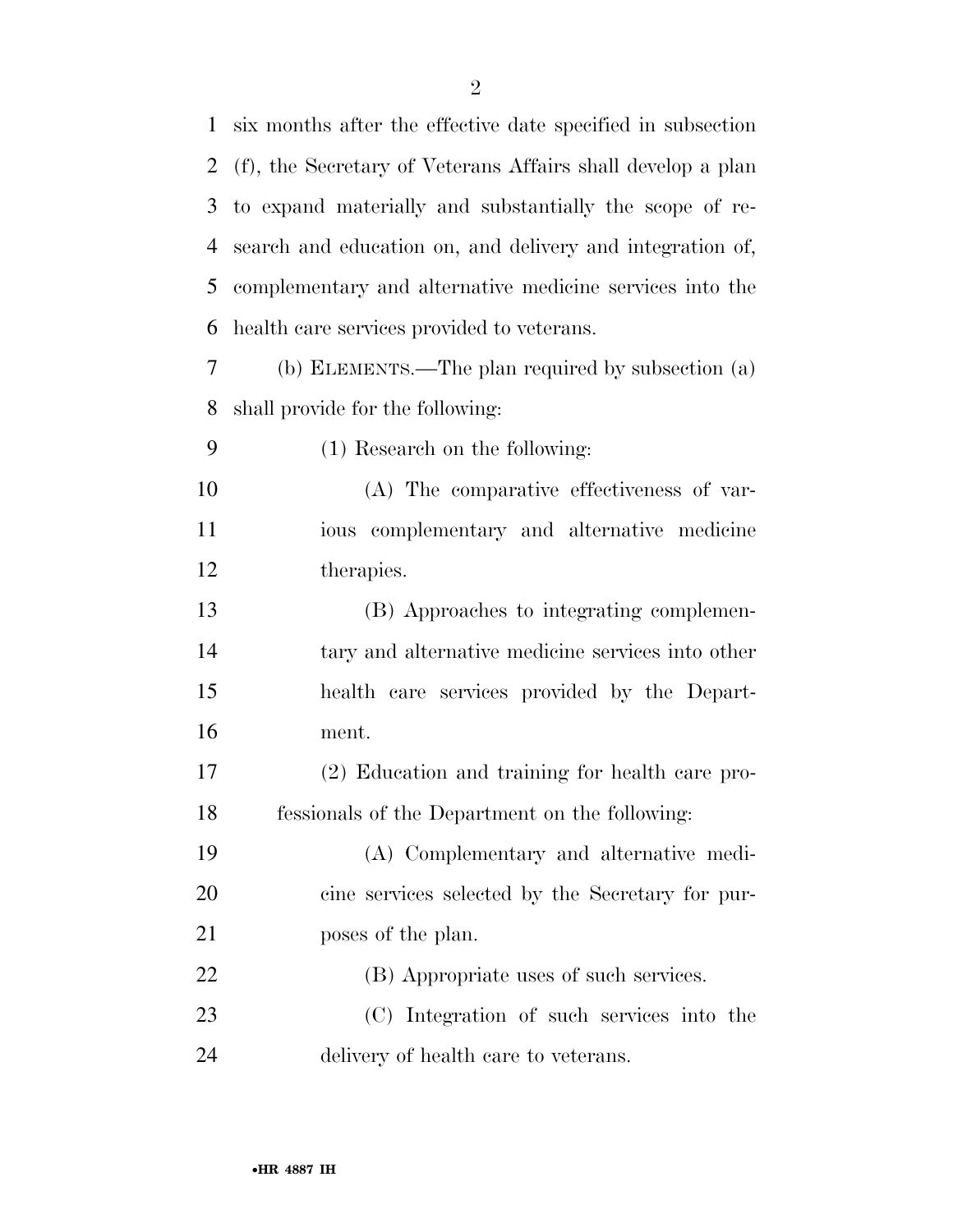six months after the effective date specified in subsection (f), the Secretary of Veterans Affairs shall develop a plan to expand materially and substantially the scope of research and education on, and delivery and integration of, complementary and alternative medicine services into the health care services provided to veterans.

(b) ELEMENTS.—The plan required by subsection (a) shall provide for the following:

(1) Research on the following:

(A) The comparative effectiveness of various complementary and alternative medicine therapies.

(B) Approaches to integrating complementary and alternative medicine services into other health care services provided by the Department.

(2) Education and training for health care professionals of the Department on the following:

(A) Complementary and alternative medicine services selected by the Secretary for purposes of the plan.

(B) Appropriate uses of such services.

(C) Integration of such services into the delivery of health care to veterans.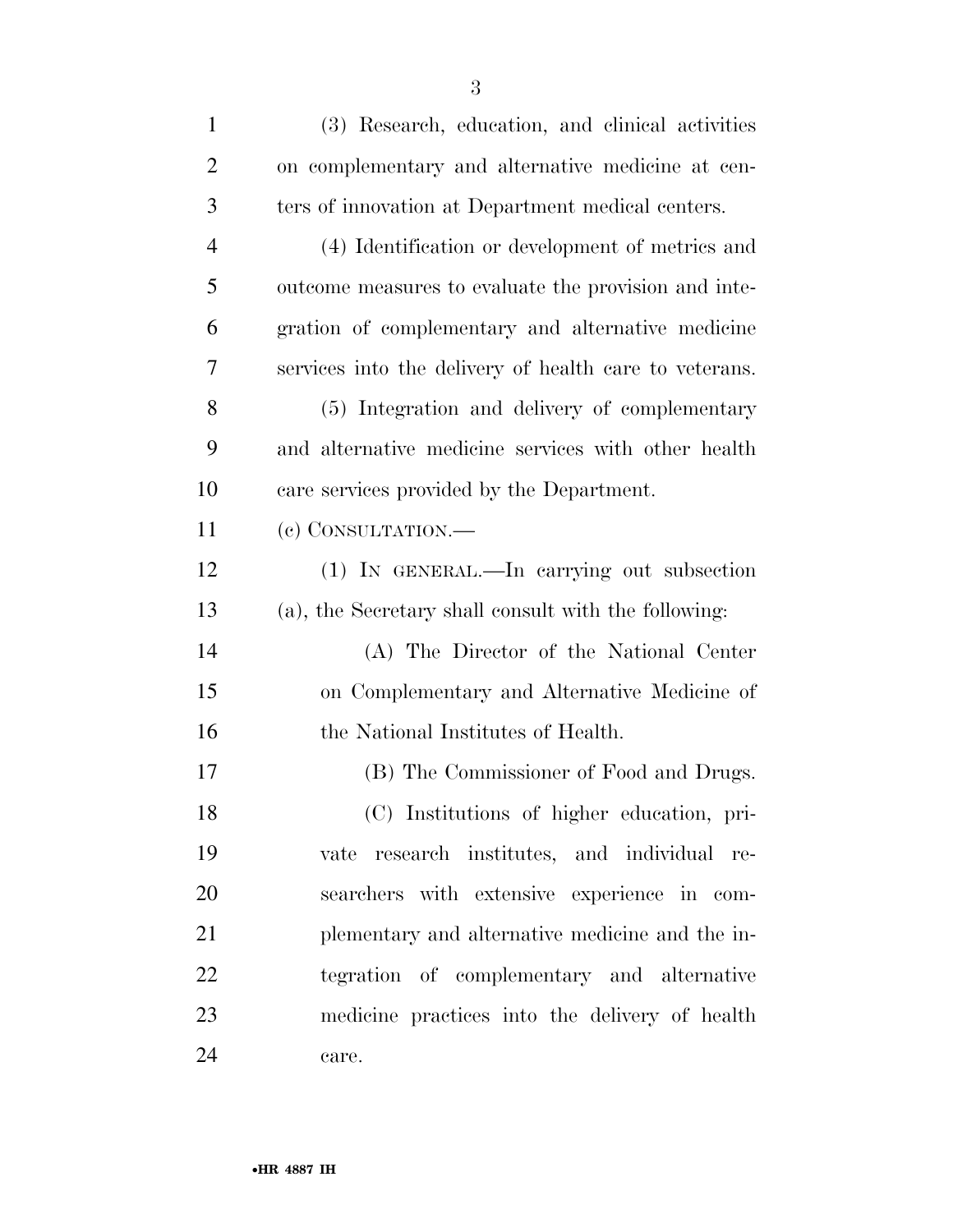(3) Research, education, and clinical activities on complementary and alternative medicine at centers of innovation at Department medical centers.

(4) Identification or development of metrics and outcome measures to evaluate the provision and integration of complementary and alternative medicine services into the delivery of health care to veterans.

(5) Integration and delivery of complementary and alternative medicine services with other health care services provided by the Department.

(c) CONSULTATION.—

(1) IN GENERAL.—In carrying out subsection (a), the Secretary shall consult with the following:

(A) The Director of the National Center on Complementary and Alternative Medicine of the National Institutes of Health.

(B) The Commissioner of Food and Drugs.

(C) Institutions of higher education, private research institutes, and individual researchers with extensive experience in complementary and alternative medicine and the integration of complementary and alternative medicine practices into the delivery of health care.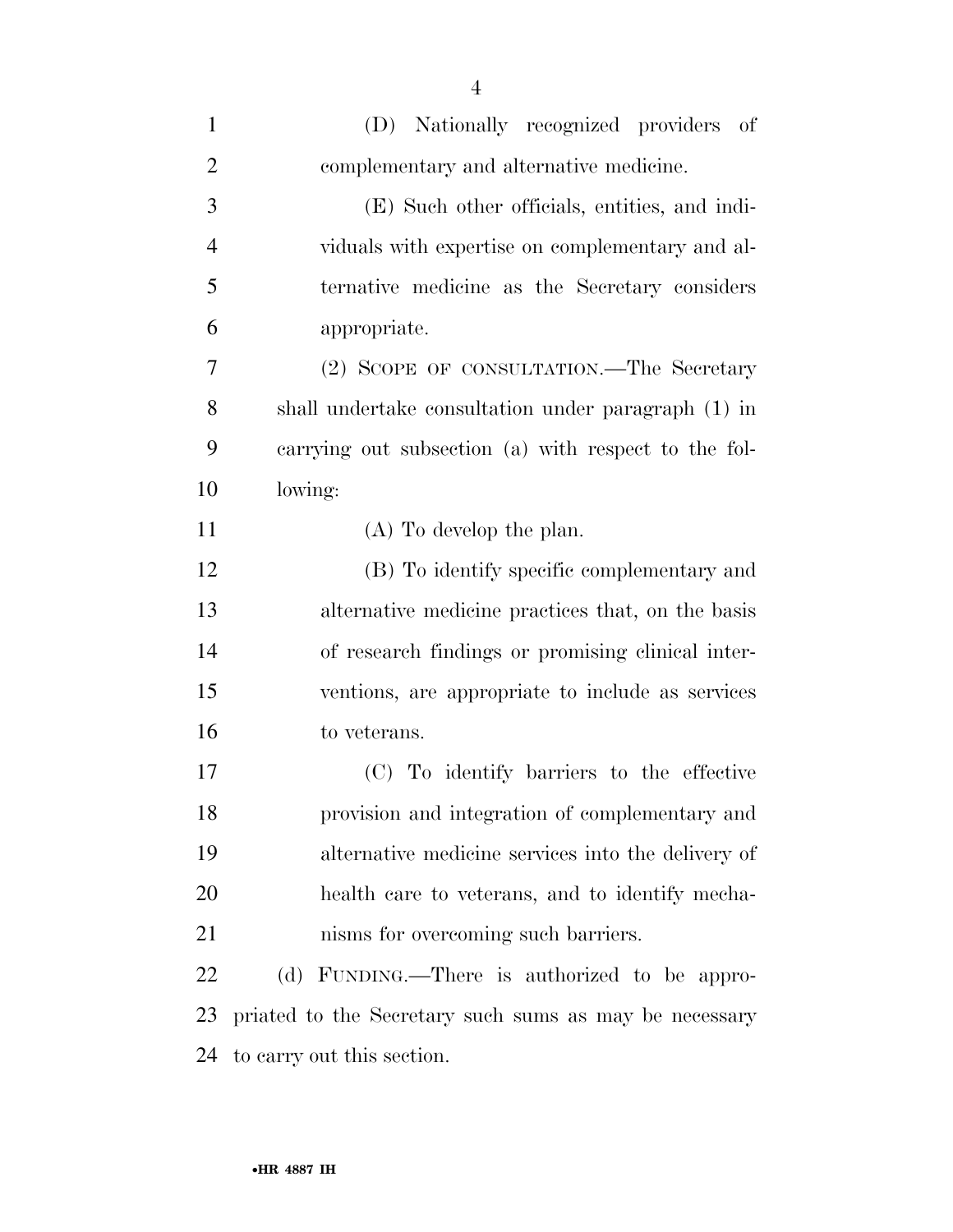(D) Nationally recognized providers of complementary and alternative medicine.

(E) Such other officials, entities, and individuals with expertise on complementary and alternative medicine as the Secretary considers appropriate.

(2) SCOPE OF CONSULTATION.—The Secretary shall undertake consultation under paragraph (1) in carrying out subsection (a) with respect to the following:

(A) To develop the plan.

(B) To identify specific complementary and alternative medicine practices that, on the basis of research findings or promising clinical interventions, are appropriate to include as services to veterans.

(C) To identify barriers to the effective provision and integration of complementary and alternative medicine services into the delivery of health care to veterans, and to identify mechanisms for overcoming such barriers.

(d) FUNDING.—There is authorized to be appropriated to the Secretary such sums as may be necessary to carry out this section.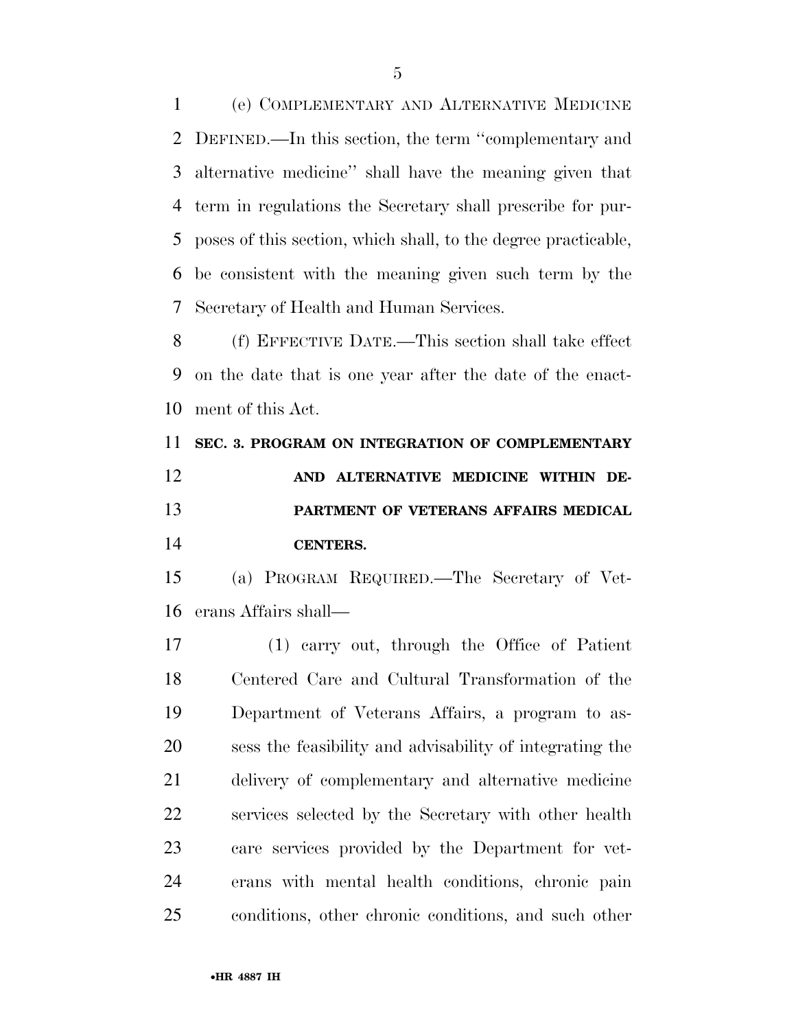(e) COMPLEMENTARY AND ALTERNATIVE MEDICINE DEFINED.—In this section, the term ''complementary and alternative medicine'' shall have the meaning given that term in regulations the Secretary shall prescribe for purposes of this section, which shall, to the degree practicable, be consistent with the meaning given such term by the Secretary of Health and Human Services.

(f) EFFECTIVE DATE.—This section shall take effect on the date that is one year after the date of the enactment of this Act.

**SEC. 3. PROGRAM ON INTEGRATION OF COMPLEMENTARY AND ALTERNATIVE MEDICINE WITHIN DEPARTMENT OF VETERANS AFFAIRS MEDICAL CENTERS.**

(a) PROGRAM REQUIRED.—The Secretary of Veterans Affairs shall—

(1) carry out, through the Office of Patient Centered Care and Cultural Transformation of the Department of Veterans Affairs, a program to assess the feasibility and advisability of integrating the delivery of complementary and alternative medicine services selected by the Secretary with other health care services provided by the Department for veterans with mental health conditions, chronic pain conditions, other chronic conditions, and such other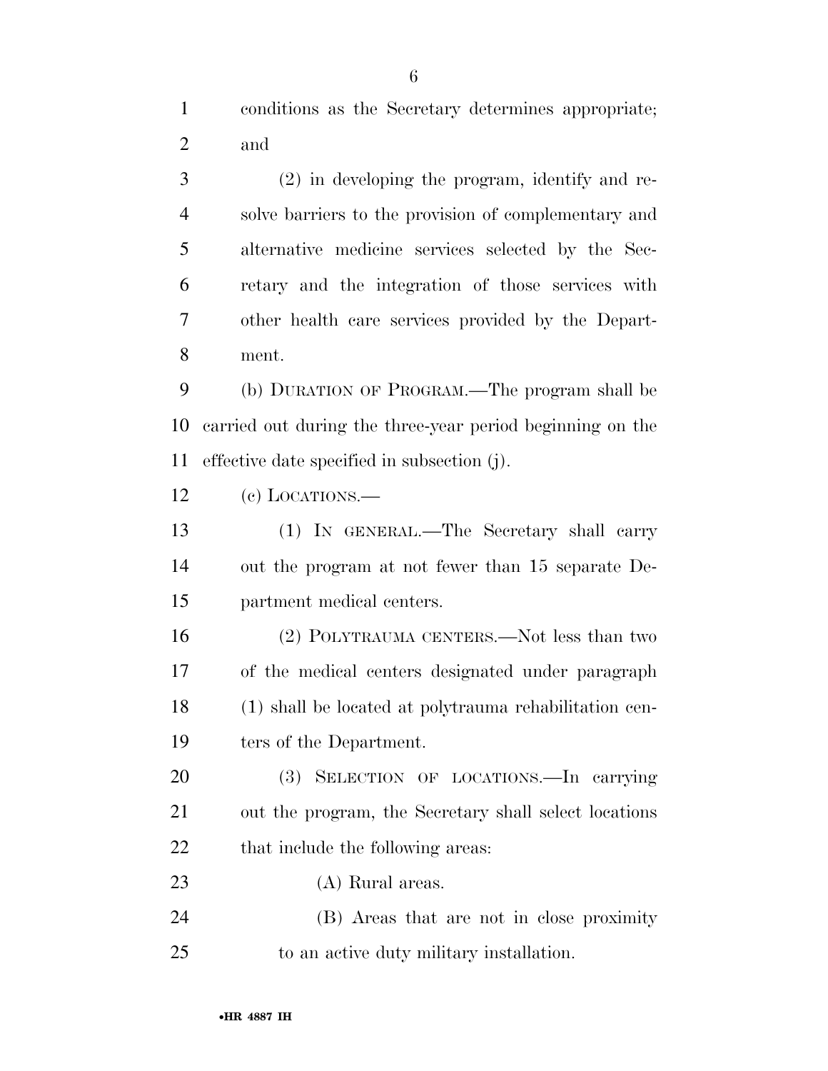conditions as the Secretary determines appropriate; and

(2) in developing the program, identify and resolve barriers to the provision of complementary and alternative medicine services selected by the Secretary and the integration of those services with other health care services provided by the Department.

(b) DURATION OF PROGRAM.—The program shall be carried out during the three-year period beginning on the effective date specified in subsection (j).

(c) LOCATIONS.—

(1) IN GENERAL.—The Secretary shall carry out the program at not fewer than 15 separate Department medical centers.

(2) POLYTRAUMA CENTERS.—Not less than two of the medical centers designated under paragraph (1) shall be located at polytrauma rehabilitation centers of the Department.

(3) SELECTION OF LOCATIONS.—In carrying out the program, the Secretary shall select locations that include the following areas:

(A) Rural areas.

(B) Areas that are not in close proximity to an active duty military installation.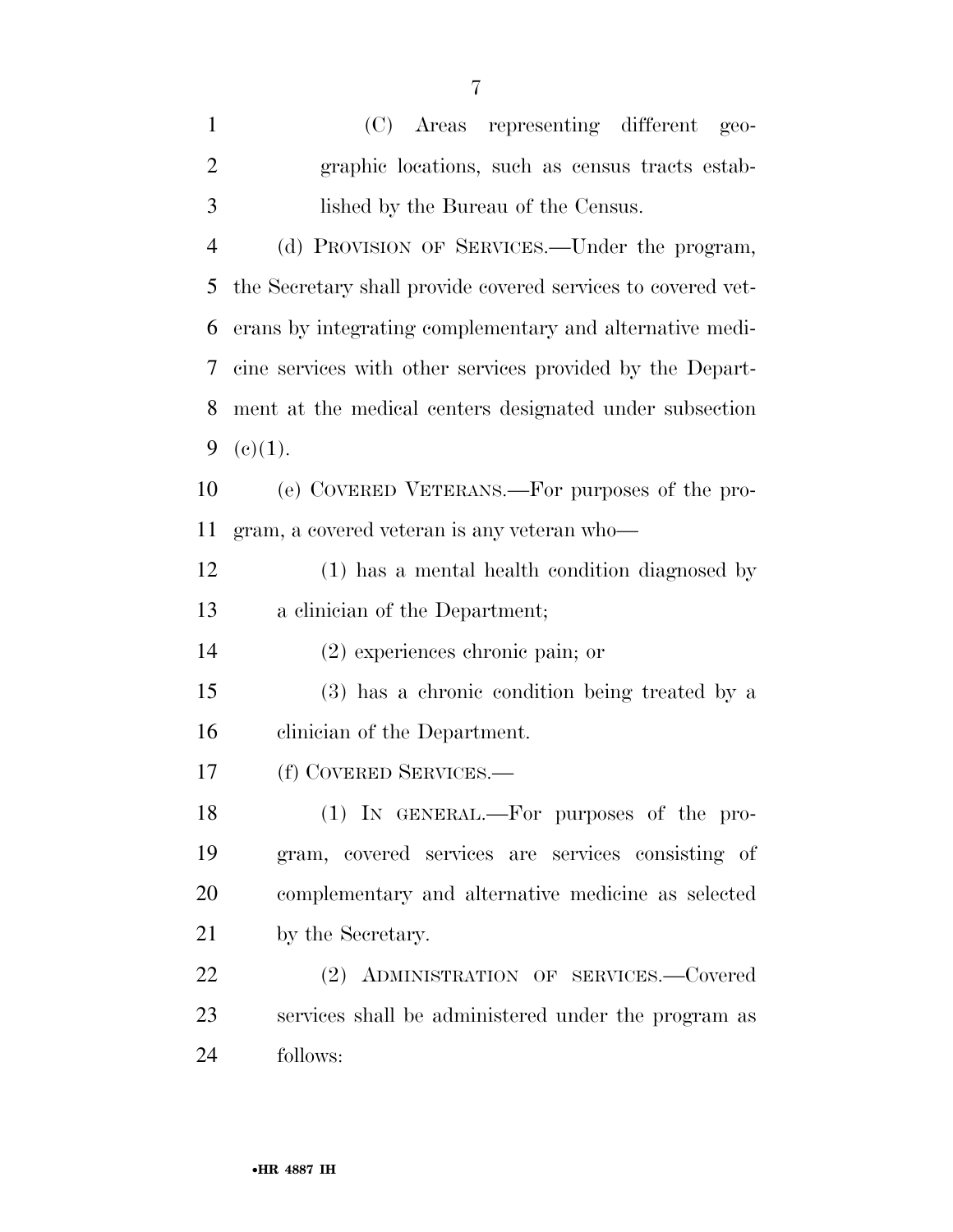(C) Areas representing different geographic locations, such as census tracts established by the Bureau of the Census.

(d) PROVISION OF SERVICES.—Under the program, the Secretary shall provide covered services to covered veterans by integrating complementary and alternative medicine services with other services provided by the Department at the medical centers designated under subsection (c)(1).

(e) COVERED VETERANS.—For purposes of the program, a covered veteran is any veteran who—

(1) has a mental health condition diagnosed by a clinician of the Department;

(2) experiences chronic pain; or

(3) has a chronic condition being treated by a clinician of the Department.

(f) COVERED SERVICES.—

(1) IN GENERAL.—For purposes of the program, covered services are services consisting of complementary and alternative medicine as selected by the Secretary.

(2) ADMINISTRATION OF SERVICES.—Covered services shall be administered under the program as follows: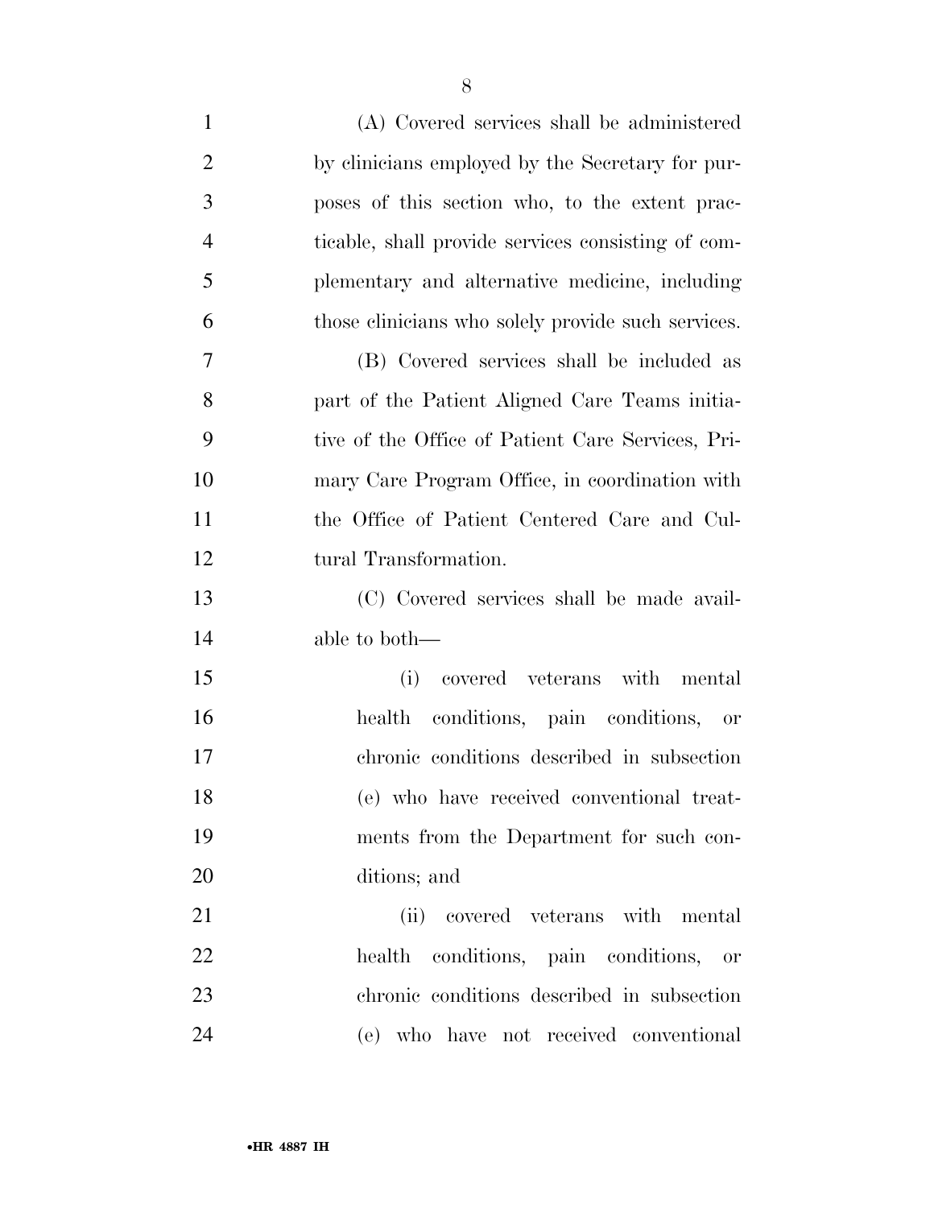(A) Covered services shall be administered by clinicians employed by the Secretary for purposes of this section who, to the extent practicable, shall provide services consisting of complementary and alternative medicine, including those clinicians who solely provide such services.

(B) Covered services shall be included as part of the Patient Aligned Care Teams initiative of the Office of Patient Care Services, Primary Care Program Office, in coordination with the Office of Patient Centered Care and Cultural Transformation.

(C) Covered services shall be made available to both—

(i) covered veterans with mental health conditions, pain conditions, or chronic conditions described in subsection (e) who have received conventional treatments from the Department for such conditions; and

(ii) covered veterans with mental health conditions, pain conditions, or chronic conditions described in subsection (e) who have not received conventional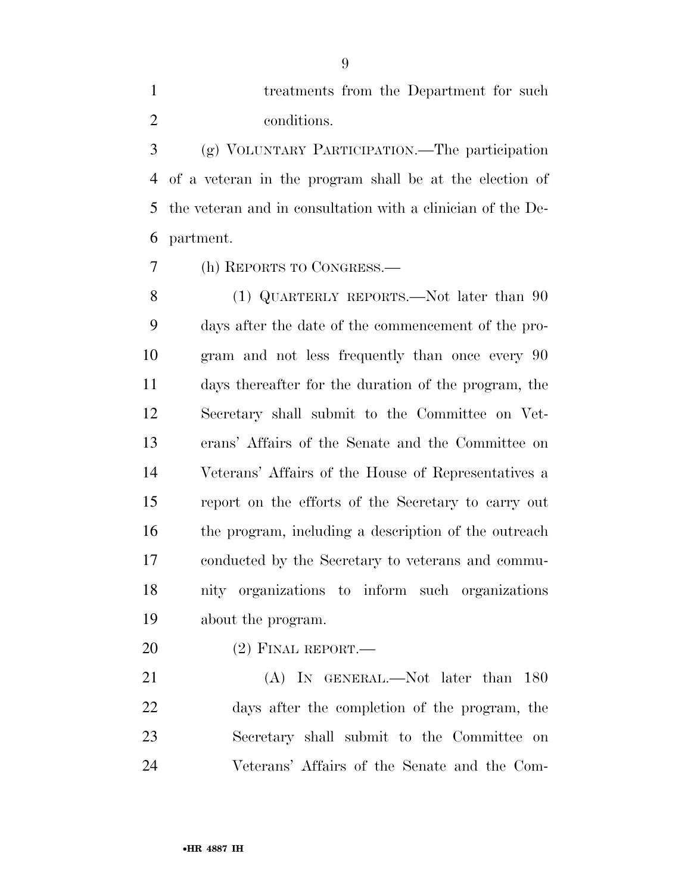treatments from the Department for such conditions.

(g) VOLUNTARY PARTICIPATION.—The participation of a veteran in the program shall be at the election of the veteran and in consultation with a clinician of the Department.

(h) REPORTS TO CONGRESS.—

(1) QUARTERLY REPORTS.—Not later than 90 days after the date of the commencement of the program and not less frequently than once every 90 days thereafter for the duration of the program, the Secretary shall submit to the Committee on Veterans' Affairs of the Senate and the Committee on Veterans' Affairs of the House of Representatives a report on the efforts of the Secretary to carry out the program, including a description of the outreach conducted by the Secretary to veterans and community organizations to inform such organizations about the program.

(2) FINAL REPORT.—

(A) IN GENERAL.—Not later than 180 days after the completion of the program, the Secretary shall submit to the Committee on Veterans' Affairs of the Senate and the Com-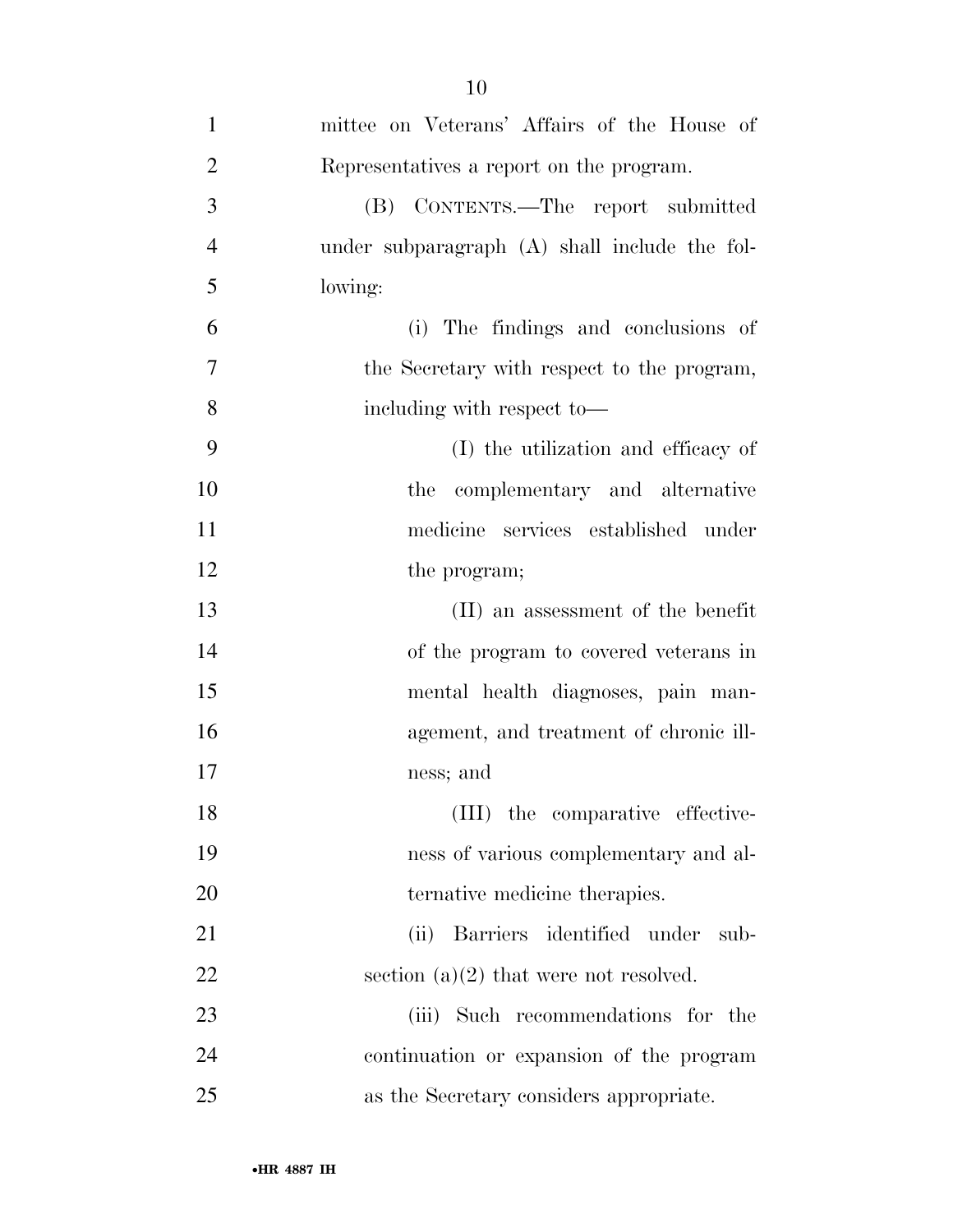mittee on Veterans' Affairs of the House of Representatives a report on the program.

(B) CONTENTS.—The report submitted under subparagraph (A) shall include the following:

(i) The findings and conclusions of the Secretary with respect to the program, including with respect to—

(I) the utilization and efficacy of the complementary and alternative medicine services established under the program;

(II) an assessment of the benefit of the program to covered veterans in mental health diagnoses, pain management, and treatment of chronic illness; and

(III) the comparative effectiveness of various complementary and alternative medicine therapies.

(ii) Barriers identified under subsection (a)(2) that were not resolved.

(iii) Such recommendations for the continuation or expansion of the program as the Secretary considers appropriate.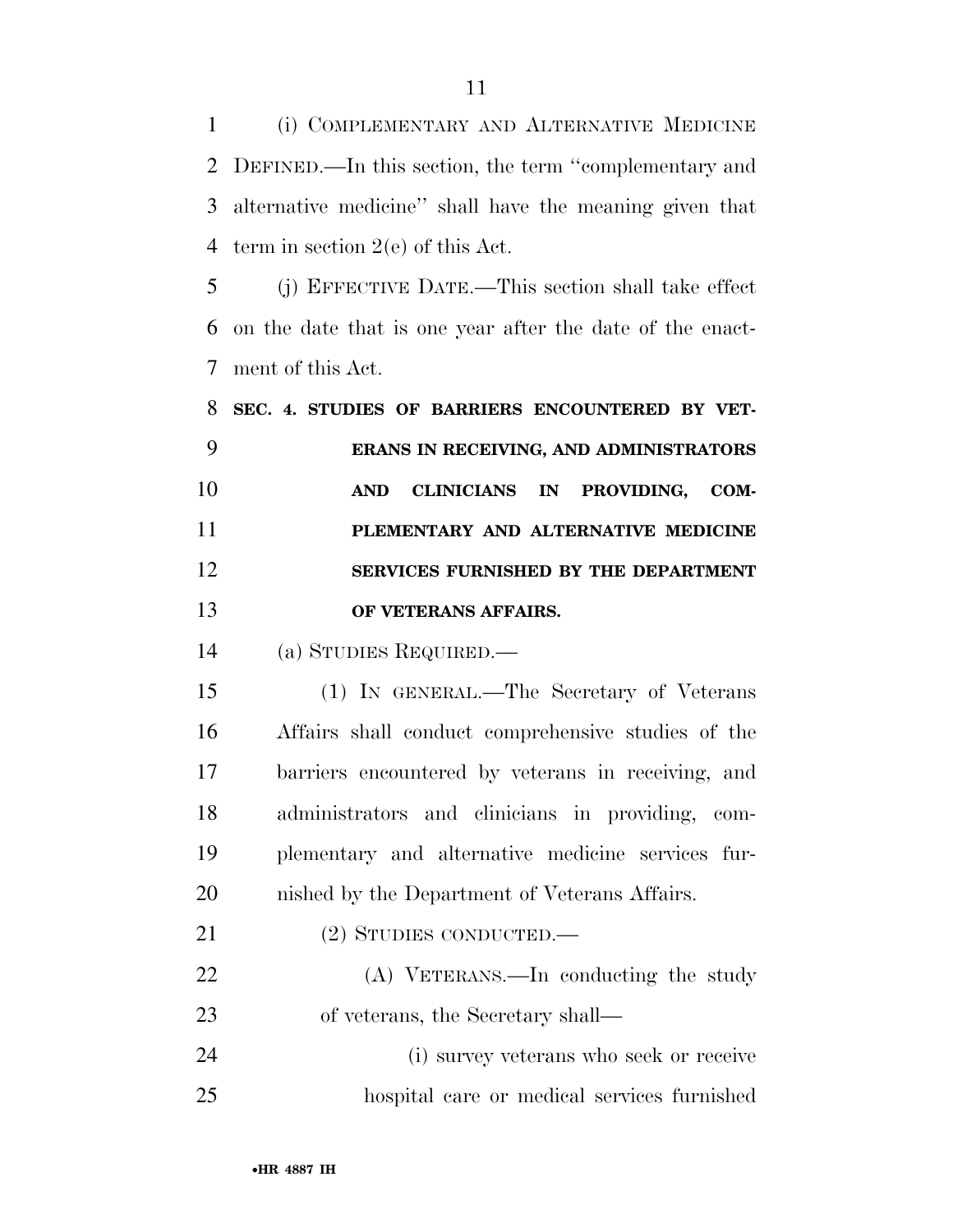(i) COMPLEMENTARY AND ALTERNATIVE MEDICINE DEFINED.—In this section, the term ''complementary and alternative medicine'' shall have the meaning given that term in section 2(e) of this Act.

(j) EFFECTIVE DATE.—This section shall take effect on the date that is one year after the date of the enactment of this Act.

**SEC. 4. STUDIES OF BARRIERS ENCOUNTERED BY VETERANS IN RECEIVING, AND ADMINISTRATORS AND CLINICIANS IN PROVIDING, COMPLEMENTARY AND ALTERNATIVE MEDICINE SERVICES FURNISHED BY THE DEPARTMENT OF VETERANS AFFAIRS.**

(a) STUDIES REQUIRED.—

(1) IN GENERAL.—The Secretary of Veterans Affairs shall conduct comprehensive studies of the barriers encountered by veterans in receiving, and administrators and clinicians in providing, complementary and alternative medicine services furnished by the Department of Veterans Affairs.

(2) STUDIES CONDUCTED.—

(A) VETERANS.—In conducting the study of veterans, the Secretary shall—

(i) survey veterans who seek or receive hospital care or medical services furnished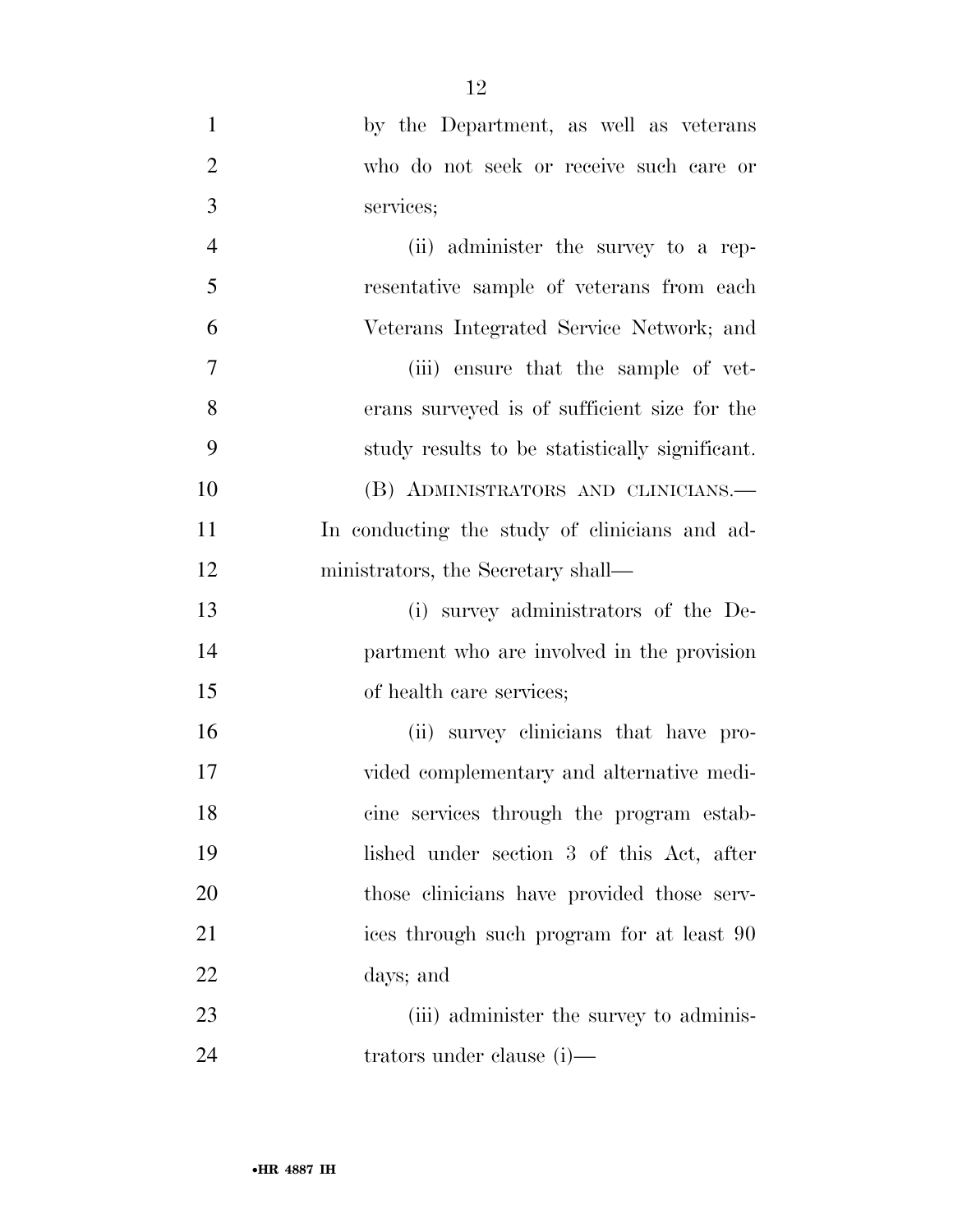by the Department, as well as veterans who do not seek or receive such care or services;

(ii) administer the survey to a representative sample of veterans from each Veterans Integrated Service Network; and

(iii) ensure that the sample of veterans surveyed is of sufficient size for the study results to be statistically significant.

(B) ADMINISTRATORS AND CLINICIANS.—In conducting the study of clinicians and administrators, the Secretary shall—

(i) survey administrators of the Department who are involved in the provision of health care services;

(ii) survey clinicians that have provided complementary and alternative medicine services through the program established under section 3 of this Act, after those clinicians have provided those services through such program for at least 90 days; and

(iii) administer the survey to administrators under clause (i)—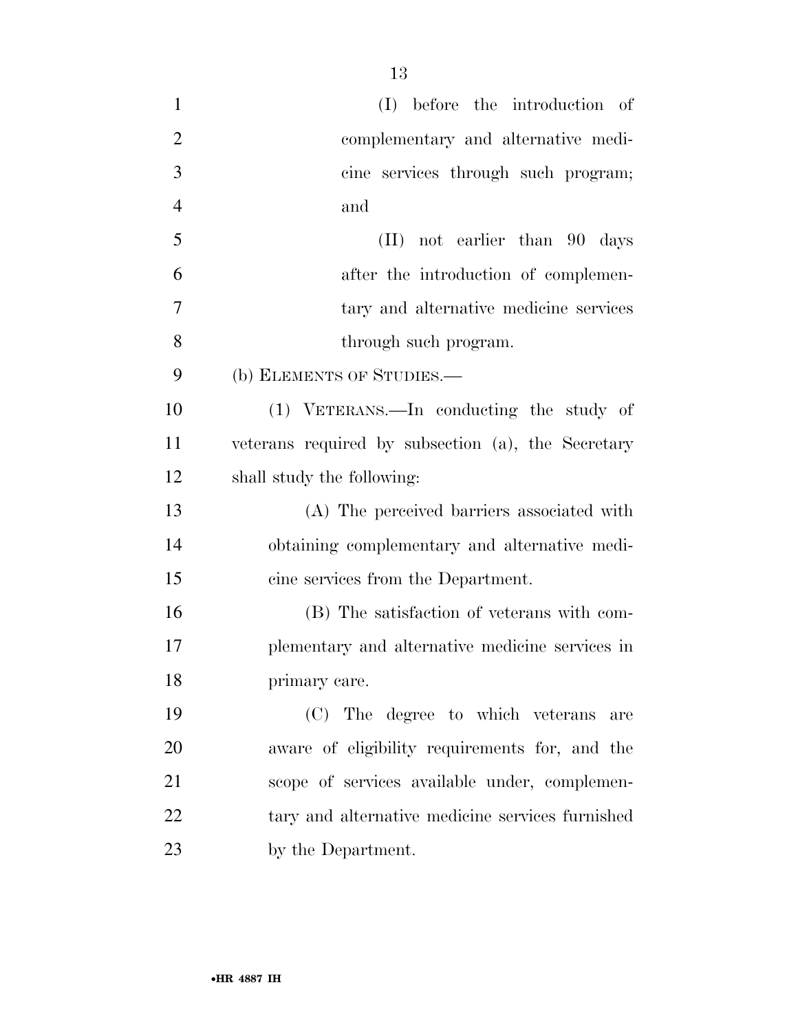(I) before the introduction of complementary and alternative medicine services through such program; and

(II) not earlier than 90 days after the introduction of complementary and alternative medicine services through such program.

(b) ELEMENTS OF STUDIES.—

(1) VETERANS.—In conducting the study of veterans required by subsection (a), the Secretary shall study the following:

(A) The perceived barriers associated with obtaining complementary and alternative medicine services from the Department.

(B) The satisfaction of veterans with complementary and alternative medicine services in primary care.

(C) The degree to which veterans are aware of eligibility requirements for, and the scope of services available under, complementary and alternative medicine services furnished by the Department.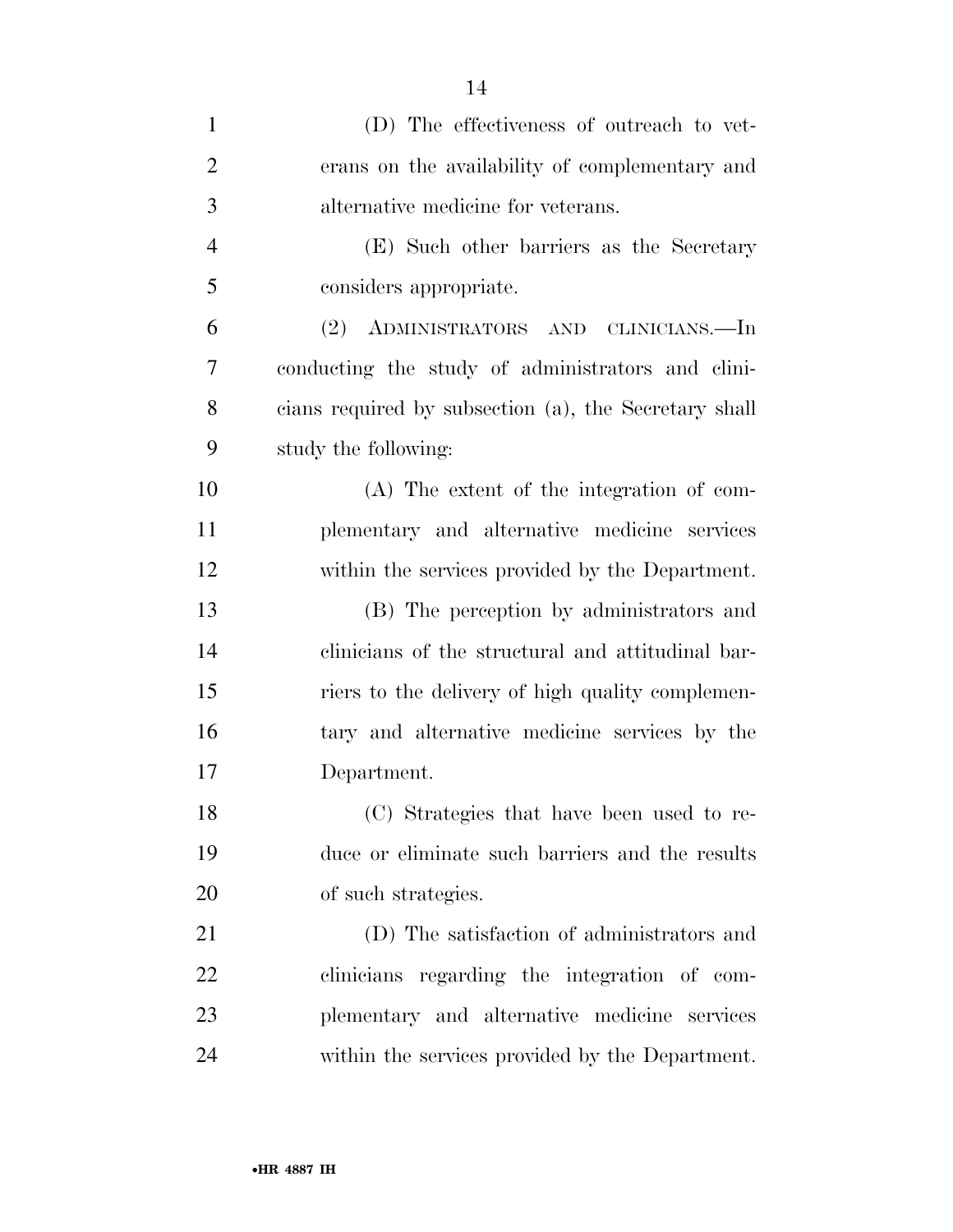(D) The effectiveness of outreach to veterans on the availability of complementary and alternative medicine for veterans.

(E) Such other barriers as the Secretary considers appropriate.

(2) ADMINISTRATORS AND CLINICIANS.—In conducting the study of administrators and clinicians required by subsection (a), the Secretary shall study the following:

(A) The extent of the integration of complementary and alternative medicine services within the services provided by the Department.

(B) The perception by administrators and clinicians of the structural and attitudinal barriers to the delivery of high quality complementary and alternative medicine services by the Department.

(C) Strategies that have been used to reduce or eliminate such barriers and the results of such strategies.

(D) The satisfaction of administrators and clinicians regarding the integration of complementary and alternative medicine services within the services provided by the Department.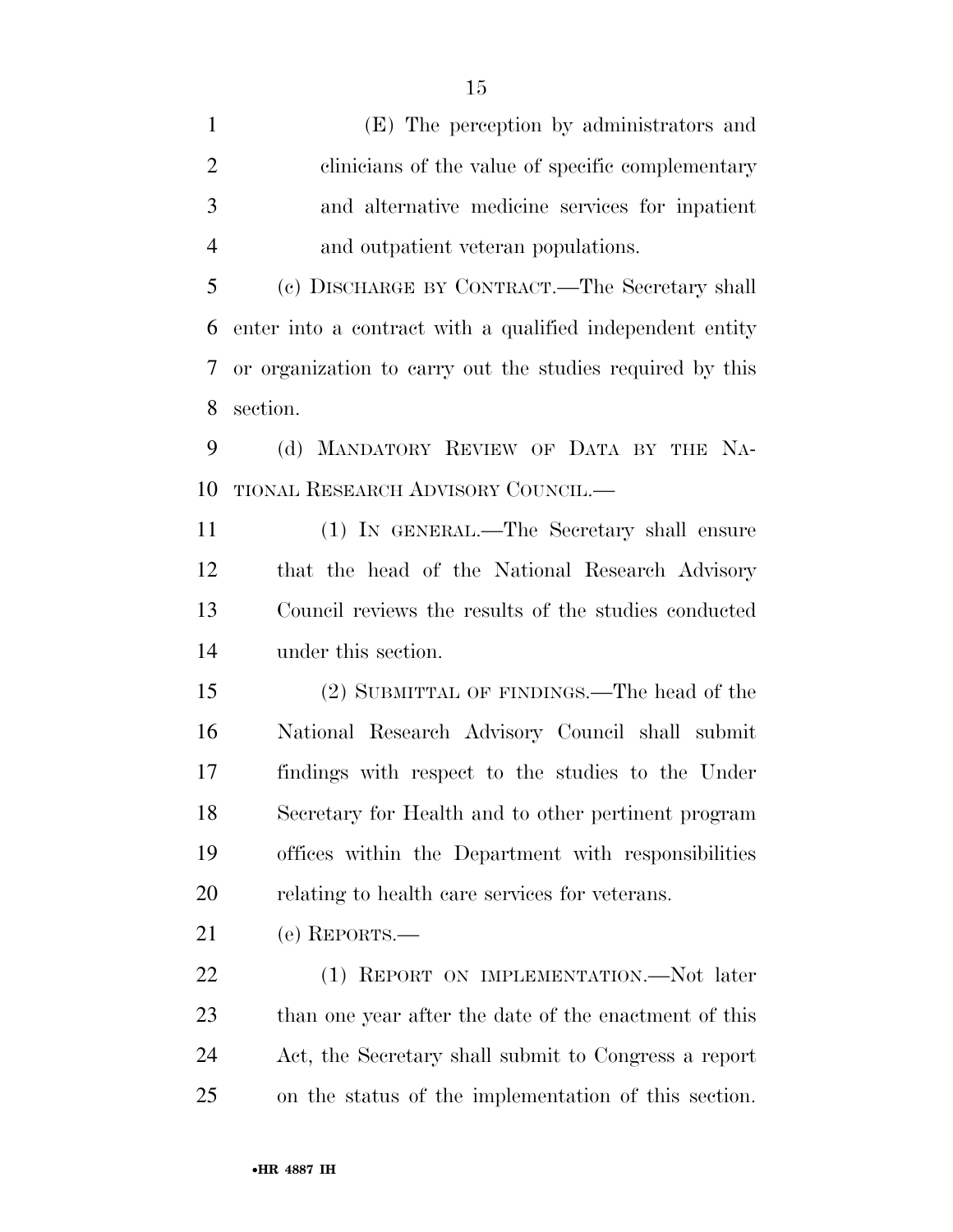(E) The perception by administrators and clinicians of the value of specific complementary and alternative medicine services for inpatient and outpatient veteran populations.

(c) DISCHARGE BY CONTRACT.—The Secretary shall enter into a contract with a qualified independent entity or organization to carry out the studies required by this section.

(d) MANDATORY REVIEW OF DATA BY THE NATIONAL RESEARCH ADVISORY COUNCIL.—

(1) IN GENERAL.—The Secretary shall ensure that the head of the National Research Advisory Council reviews the results of the studies conducted under this section.

(2) SUBMITTAL OF FINDINGS.—The head of the National Research Advisory Council shall submit findings with respect to the studies to the Under Secretary for Health and to other pertinent program offices within the Department with responsibilities relating to health care services for veterans.

(e) REPORTS.—

(1) REPORT ON IMPLEMENTATION.—Not later than one year after the date of the enactment of this Act, the Secretary shall submit to Congress a report on the status of the implementation of this section.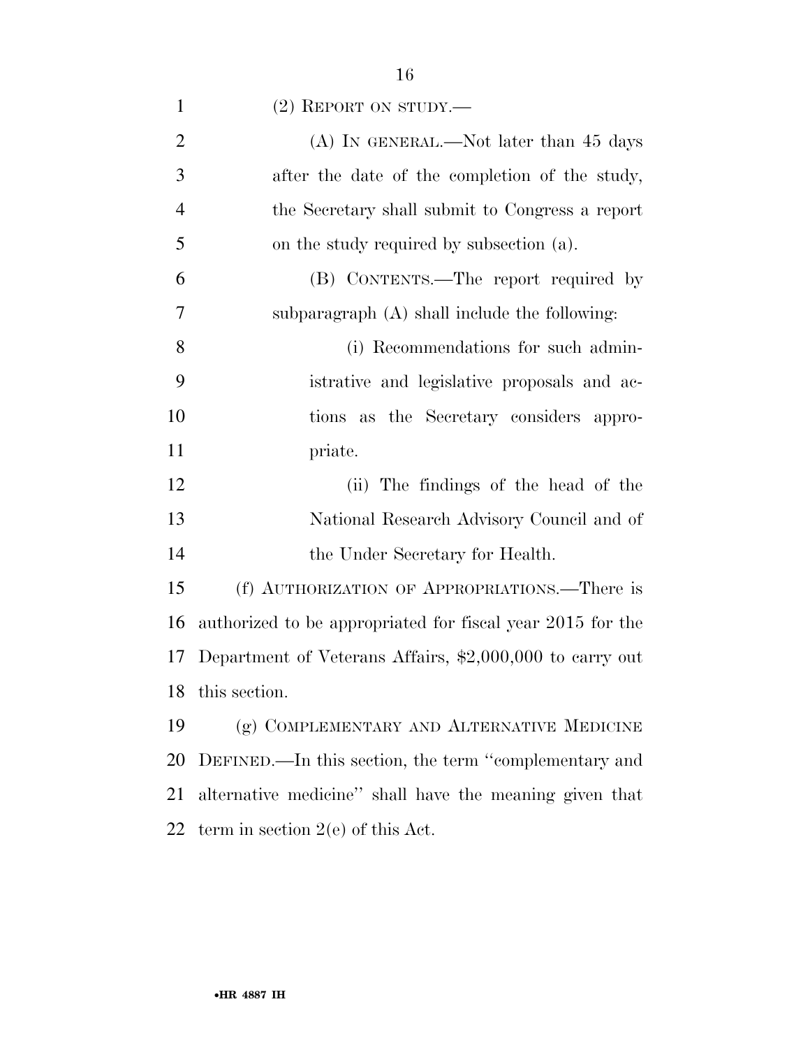(2) REPORT ON STUDY.—

(A) IN GENERAL.—Not later than 45 days after the date of the completion of the study, the Secretary shall submit to Congress a report on the study required by subsection (a).

(B) CONTENTS.—The report required by subparagraph (A) shall include the following:

(i) Recommendations for such administrative and legislative proposals and actions as the Secretary considers appropriate.

(ii) The findings of the head of the National Research Advisory Council and of the Under Secretary for Health.

(f) AUTHORIZATION OF APPROPRIATIONS.—There is authorized to be appropriated for fiscal year 2015 for the Department of Veterans Affairs, $2,000,000 to carry out this section.

(g) COMPLEMENTARY AND ALTERNATIVE MEDICINE DEFINED.—In this section, the term ''complementary and alternative medicine'' shall have the meaning given that term in section 2(e) of this Act.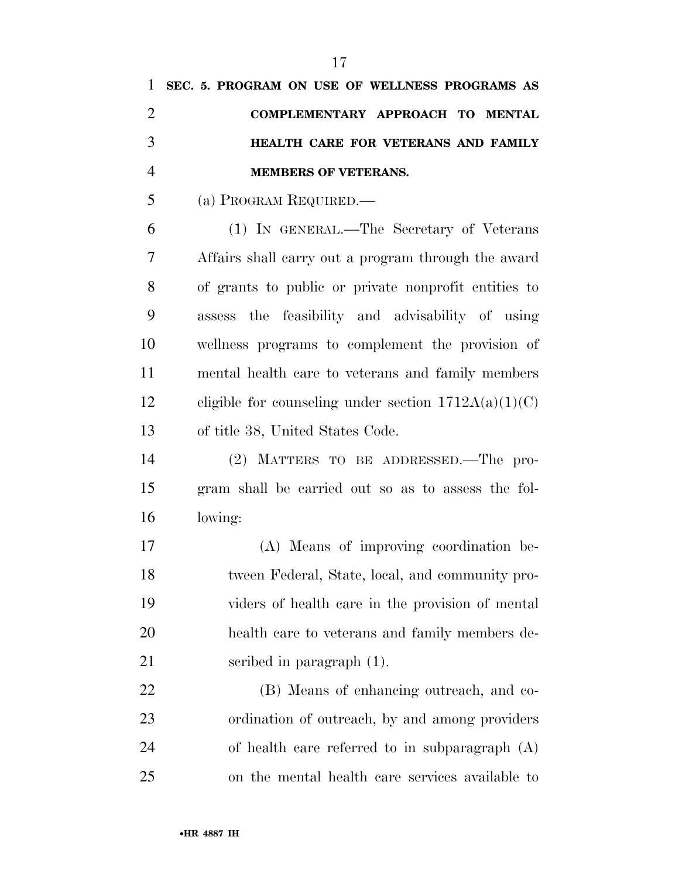**SEC. 5. PROGRAM ON USE OF WELLNESS PROGRAMS AS COMPLEMENTARY APPROACH TO MENTAL HEALTH CARE FOR VETERANS AND FAMILY MEMBERS OF VETERANS.**

(a) PROGRAM REQUIRED.—

(1) IN GENERAL.—The Secretary of Veterans Affairs shall carry out a program through the award of grants to public or private nonprofit entities to assess the feasibility and advisability of using wellness programs to complement the provision of mental health care to veterans and family members eligible for counseling under section 1712A(a)(1)(C) of title 38, United States Code.

(2) MATTERS TO BE ADDRESSED.—The program shall be carried out so as to assess the following:

(A) Means of improving coordination between Federal, State, local, and community providers of health care in the provision of mental health care to veterans and family members described in paragraph (1).

(B) Means of enhancing outreach, and coordination of outreach, by and among providers of health care referred to in subparagraph (A) on the mental health care services available to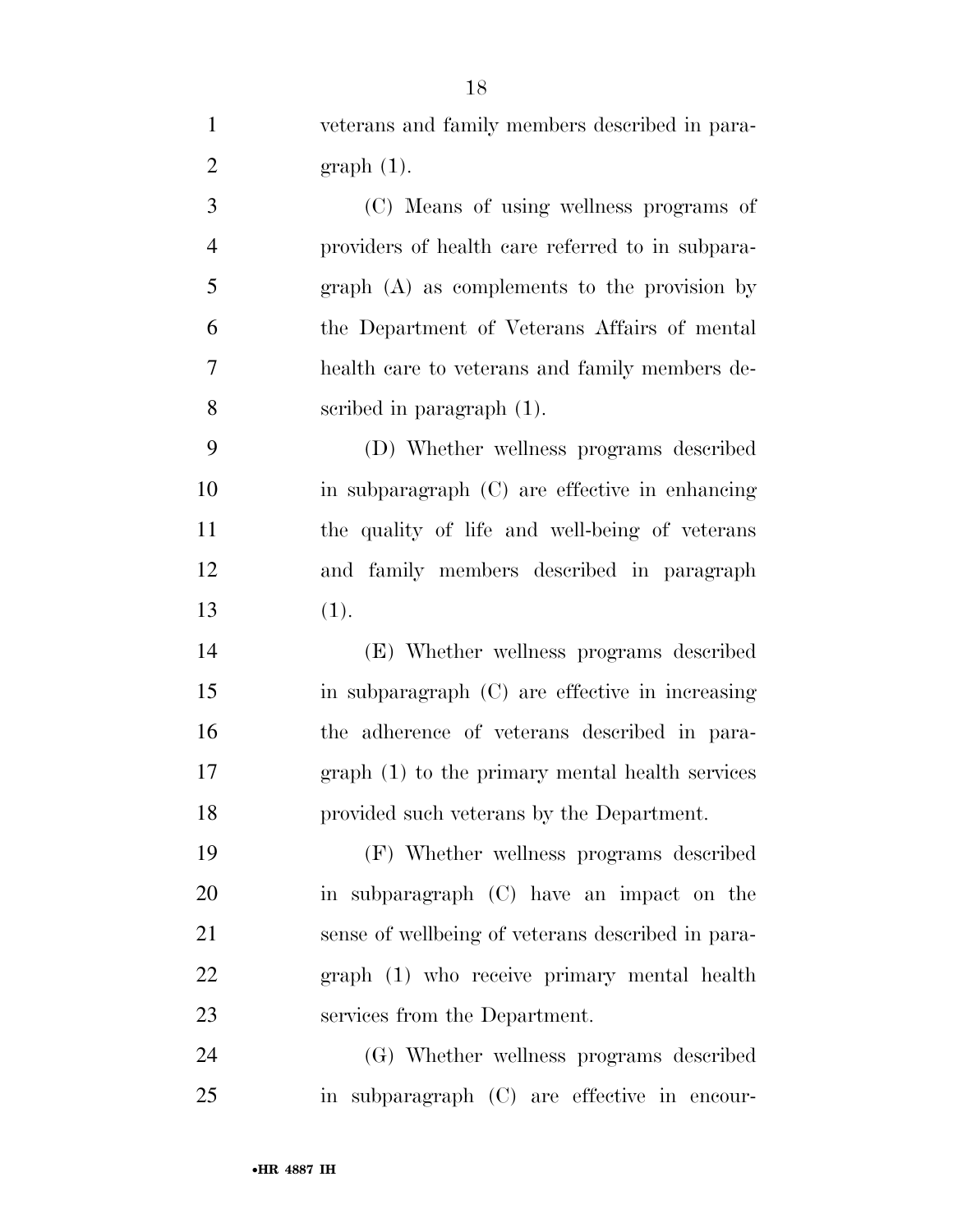veterans and family members described in paragraph (1).

(C) Means of using wellness programs of providers of health care referred to in subparagraph (A) as complements to the provision by the Department of Veterans Affairs of mental health care to veterans and family members described in paragraph (1).

(D) Whether wellness programs described in subparagraph (C) are effective in enhancing the quality of life and well-being of veterans and family members described in paragraph (1).

(E) Whether wellness programs described in subparagraph (C) are effective in increasing the adherence of veterans described in paragraph (1) to the primary mental health services provided such veterans by the Department.

(F) Whether wellness programs described in subparagraph (C) have an impact on the sense of wellbeing of veterans described in paragraph (1) who receive primary mental health services from the Department.

(G) Whether wellness programs described in subparagraph (C) are effective in encour-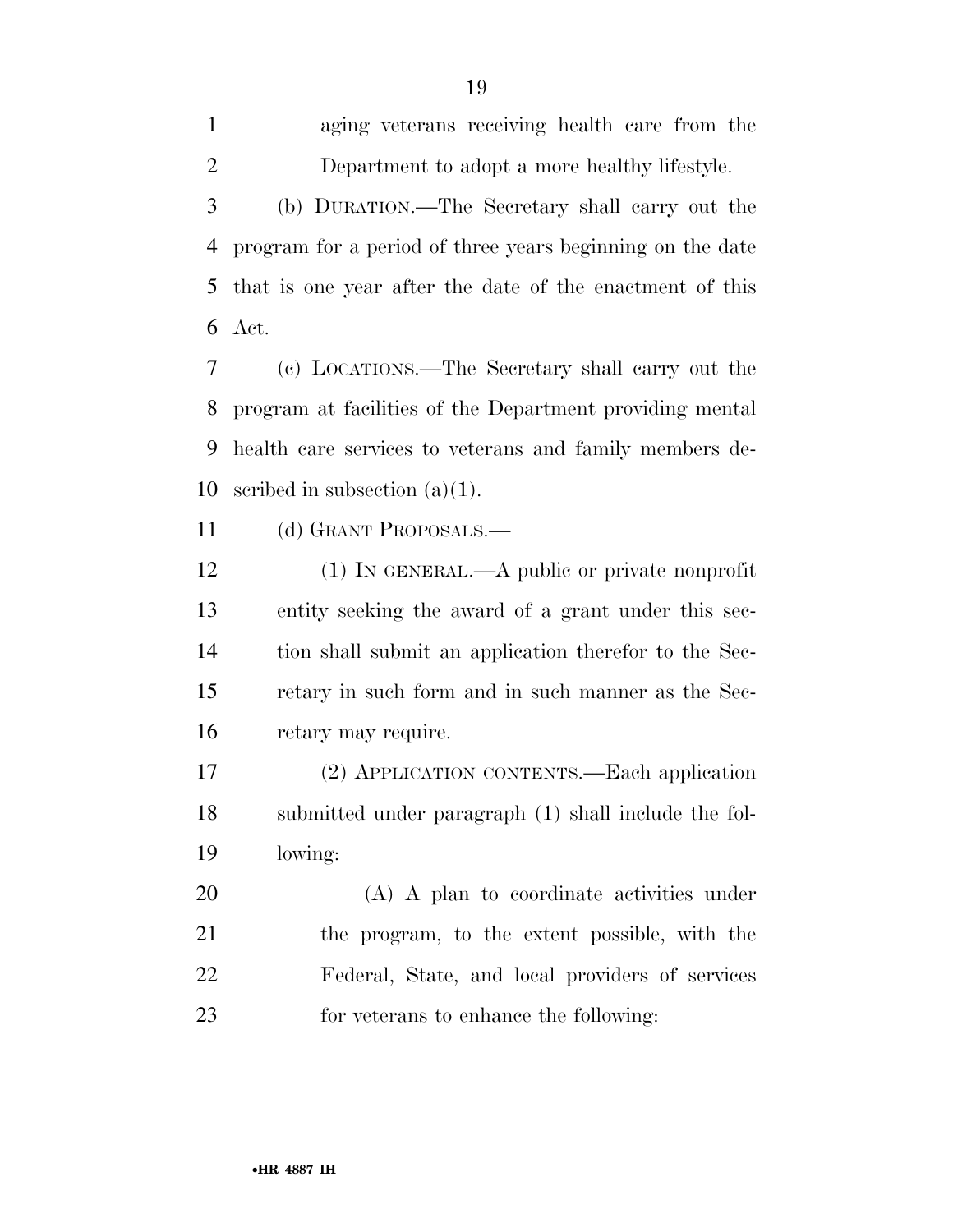aging veterans receiving health care from the Department to adopt a more healthy lifestyle.

(b) DURATION.—The Secretary shall carry out the program for a period of three years beginning on the date that is one year after the date of the enactment of this Act.

(c) LOCATIONS.—The Secretary shall carry out the program at facilities of the Department providing mental health care services to veterans and family members described in subsection (a)(1).

(d) GRANT PROPOSALS.—

(1) IN GENERAL.—A public or private nonprofit entity seeking the award of a grant under this section shall submit an application therefor to the Secretary in such form and in such manner as the Secretary may require.

(2) APPLICATION CONTENTS.—Each application submitted under paragraph (1) shall include the following:

(A) A plan to coordinate activities under the program, to the extent possible, with the Federal, State, and local providers of services for veterans to enhance the following: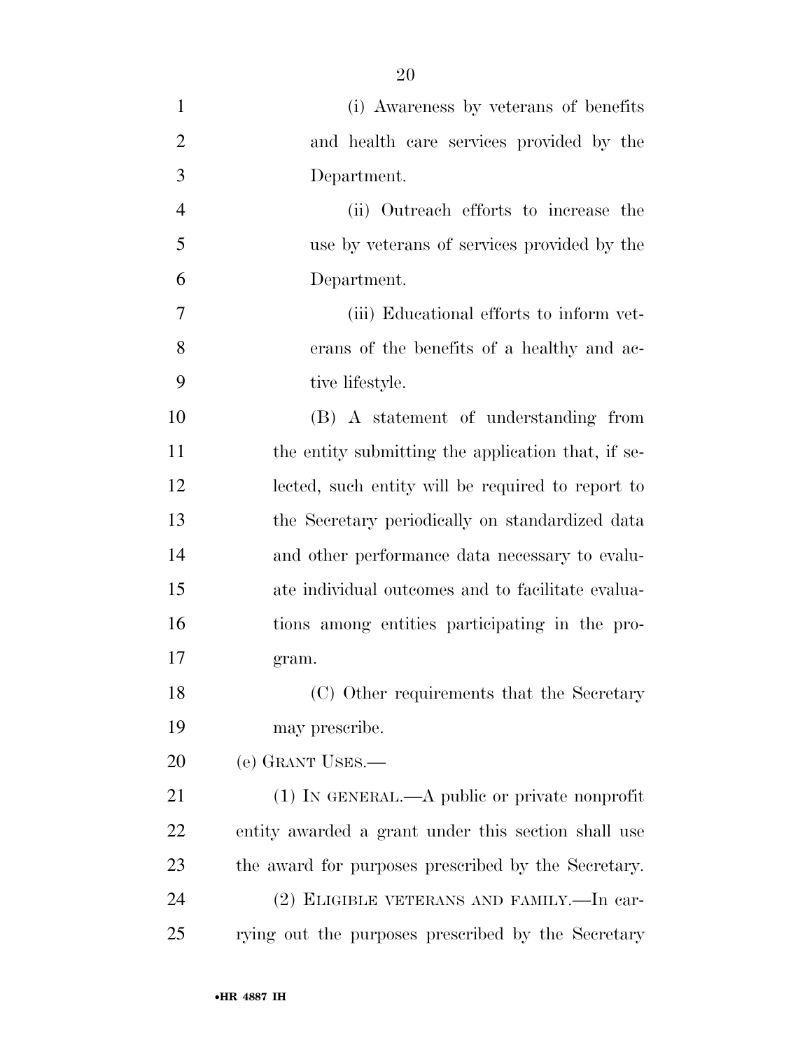(i) Awareness by veterans of benefits and health care services provided by the Department.

(ii) Outreach efforts to increase the use by veterans of services provided by the Department.

(iii) Educational efforts to inform veterans of the benefits of a healthy and active lifestyle.

(B) A statement of understanding from the entity submitting the application that, if selected, such entity will be required to report to the Secretary periodically on standardized data and other performance data necessary to evaluate individual outcomes and to facilitate evaluations among entities participating in the program.

(C) Other requirements that the Secretary may prescribe.

(e) GRANT USES.—

(1) IN GENERAL.—A public or private nonprofit entity awarded a grant under this section shall use the award for purposes prescribed by the Secretary.

(2) ELIGIBLE VETERANS AND FAMILY.—In carrying out the purposes prescribed by the Secretary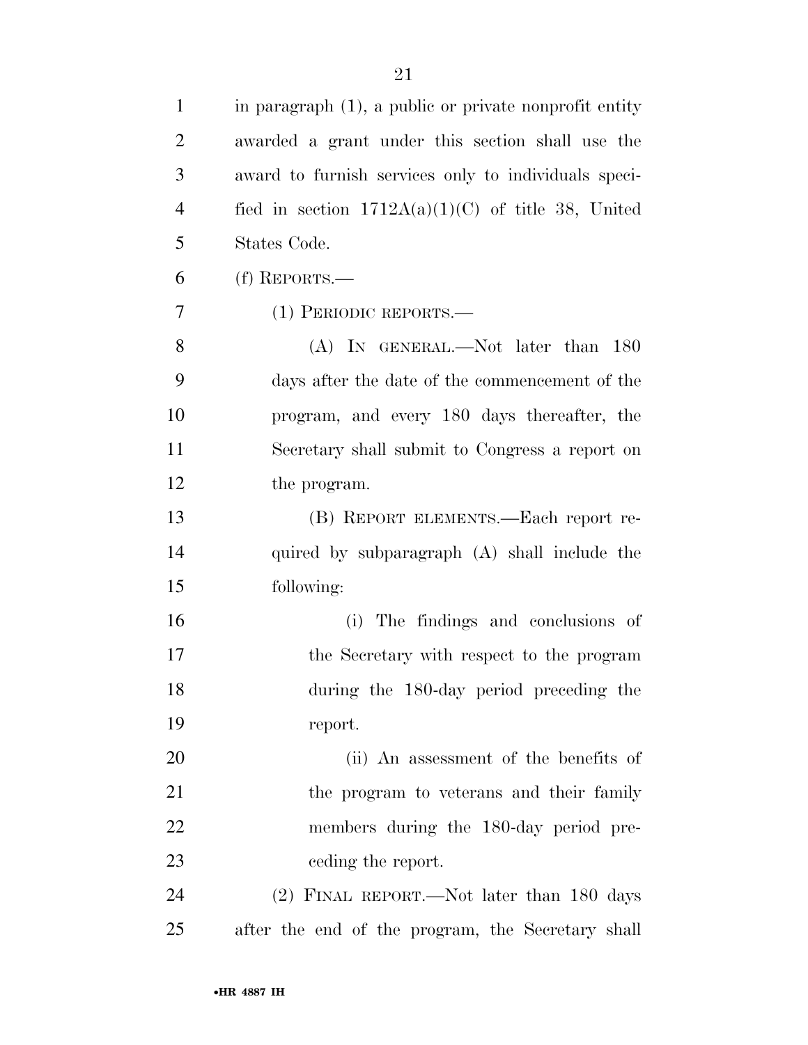in paragraph (1), a public or private nonprofit entity awarded a grant under this section shall use the award to furnish services only to individuals specified in section 1712A(a)(1)(C) of title 38, United States Code.

(f) REPORTS.—

(1) PERIODIC REPORTS.—

(A) IN GENERAL.—Not later than 180 days after the date of the commencement of the program, and every 180 days thereafter, the Secretary shall submit to Congress a report on the program.

(B) REPORT ELEMENTS.—Each report required by subparagraph (A) shall include the following:

(i) The findings and conclusions of the Secretary with respect to the program during the 180-day period preceding the report.

(ii) An assessment of the benefits of the program to veterans and their family members during the 180-day period preceding the report.

(2) FINAL REPORT.—Not later than 180 days after the end of the program, the Secretary shall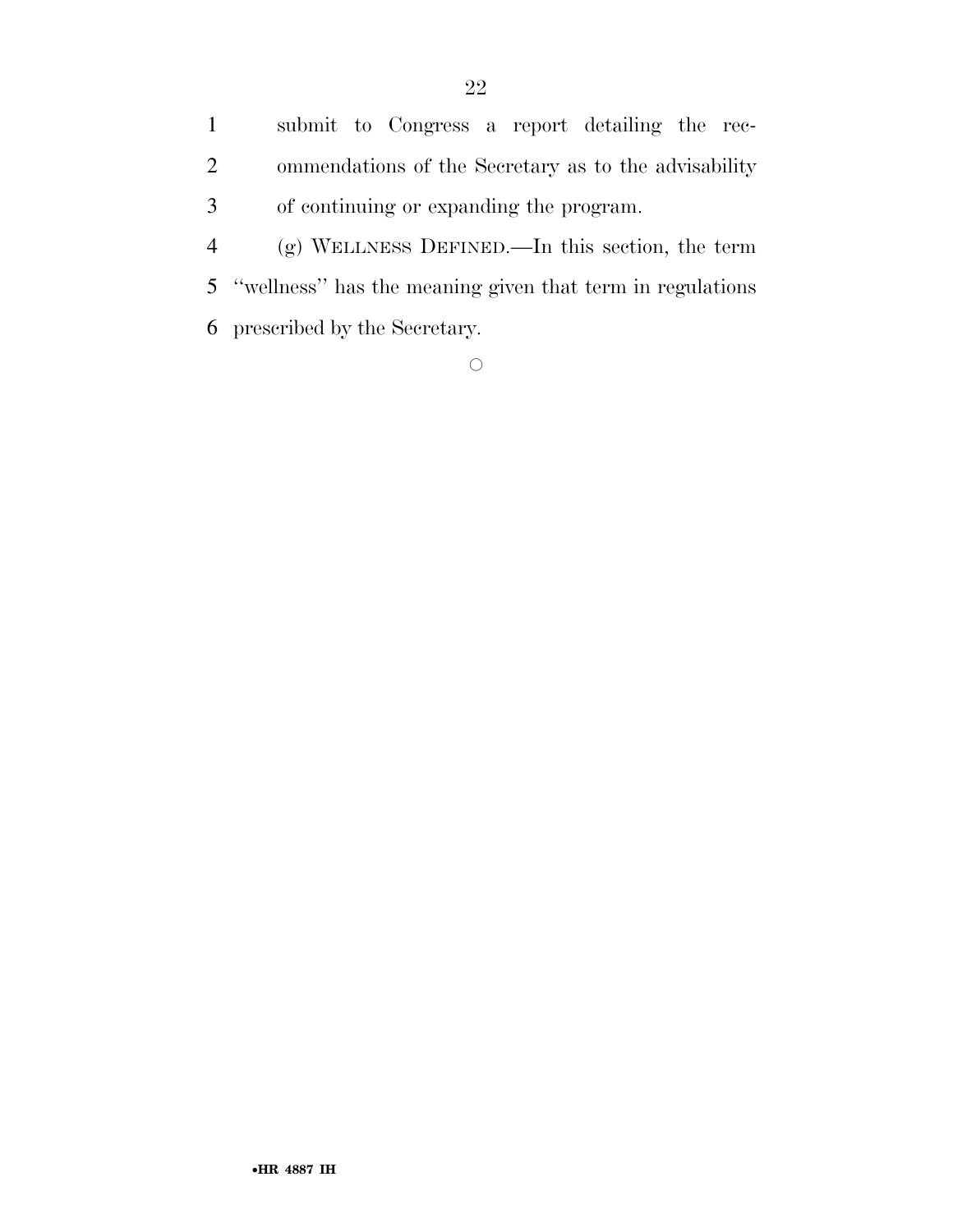submit to Congress a report detailing the recommendations of the Secretary as to the advisability of continuing or expanding the program.

(g) WELLNESS DEFINED.—In this section, the term ''wellness'' has the meaning given that term in regulations prescribed by the Secretary.

○